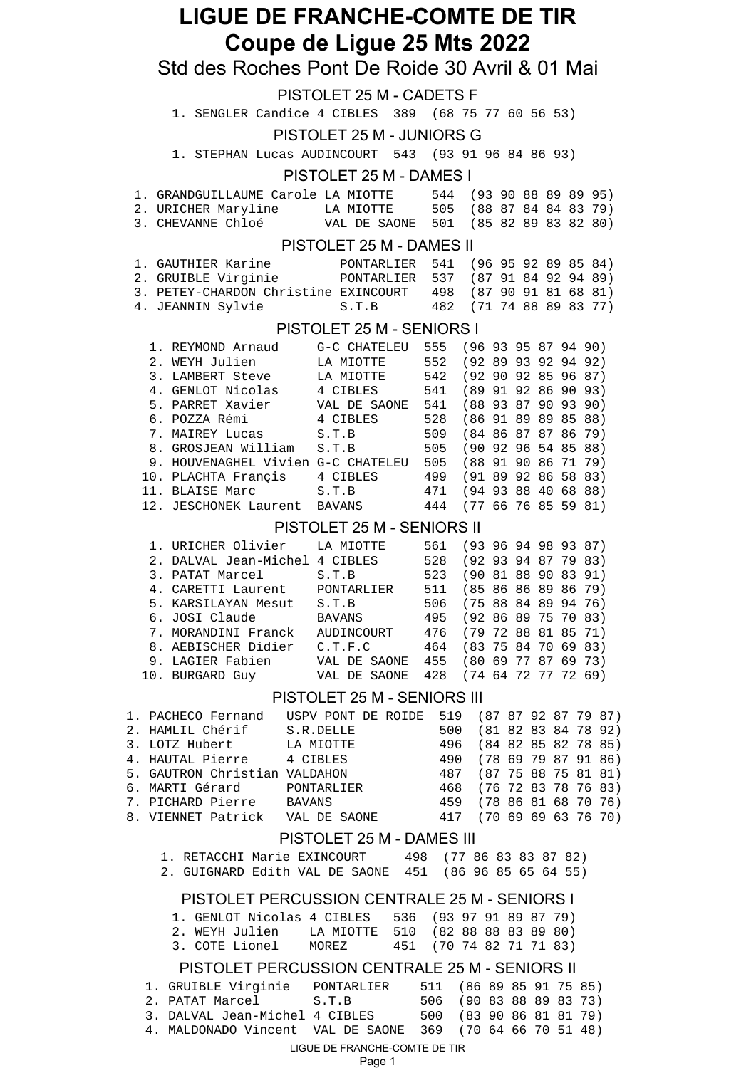# LIGUE DE FRANCHE-COMTE DE TIR

## Coupe de Ligue 25 Mts 2022

Std des Roches Pont De Roide 30 Avril & 01 Mai

### PISTOLET 25 M - CADETS F

| Rang | Nom | Club | Total | Séries |
|---|---|---|---|---|
| 1. | SENGLER Candice | 4 CIBLES | 389 | (68 75 77 60 56 53) |

### PISTOLET 25 M - JUNIORS G

| Rang | Nom | Club | Total | Séries |
|---|---|---|---|---|
| 1. | STEPHAN Lucas | AUDINCOURT | 543 | (93 91 96 84 86 93) |

### PISTOLET 25 M - DAMES I

| Rang | Nom | Club | Total | Séries |
|---|---|---|---|---|
| 1. | GRANDGUILLAUME Carole | LA MIOTTE | 544 | (93 90 88 89 89 95) |
| 2. | URICHER Maryline | LA MIOTTE | 505 | (88 87 84 84 83 79) |
| 3. | CHEVANNE Chloé | VAL DE SAONE | 501 | (85 82 89 83 82 80) |

### PISTOLET 25 M - DAMES II

| Rang | Nom | Club | Total | Séries |
|---|---|---|---|---|
| 1. | GAUTHIER Karine | PONTARLIER | 541 | (96 95 92 89 85 84) |
| 2. | GRUIBLE Virginie | PONTARLIER | 537 | (87 91 84 92 94 89) |
| 3. | PETEY-CHARDON Christine | EXINCOURT | 498 | (87 90 91 81 68 81) |
| 4. | JEANNIN Sylvie | S.T.B | 482 | (71 74 88 89 83 77) |

### PISTOLET 25 M - SENIORS I

| Rang | Nom | Club | Total | Séries |
|---|---|---|---|---|
| 1. | REYMOND Arnaud | G-C CHATELEU | 555 | (96 93 95 87 94 90) |
| 2. | WEYH Julien | LA MIOTTE | 552 | (92 89 93 92 94 92) |
| 3. | LAMBERT Steve | LA MIOTTE | 542 | (92 90 92 85 96 87) |
| 4. | GENLOT Nicolas | 4 CIBLES | 541 | (89 91 92 86 90 93) |
| 5. | PARRET Xavier | VAL DE SAONE | 541 | (88 93 87 90 93 90) |
| 6. | POZZA Rémi | 4 CIBLES | 528 | (86 91 89 89 85 88) |
| 7. | MAIREY Lucas | S.T.B | 509 | (84 86 87 87 86 79) |
| 8. | GROSJEAN William | S.T.B | 505 | (90 92 96 54 85 88) |
| 9. | HOUVENAGHEL Vivien | G-C CHATELEU | 505 | (88 91 90 86 71 79) |
| 10. | PLACHTA Françis | 4 CIBLES | 499 | (91 89 92 86 58 83) |
| 11. | BLAISE Marc | S.T.B | 471 | (94 93 88 40 68 88) |
| 12. | JESCHONEK Laurent | BAVANS | 444 | (77 66 76 85 59 81) |

### PISTOLET 25 M - SENIORS II

| Rang | Nom | Club | Total | Séries |
|---|---|---|---|---|
| 1. | URICHER Olivier | LA MIOTTE | 561 | (93 96 94 98 93 87) |
| 2. | DALVAL Jean-Michel | 4 CIBLES | 528 | (92 93 94 87 79 83) |
| 3. | PATAT Marcel | S.T.B | 523 | (90 81 88 90 83 91) |
| 4. | CARETTI Laurent | PONTARLIER | 511 | (85 86 86 89 86 79) |
| 5. | KARSILAYAN Mesut | S.T.B | 506 | (75 88 84 89 94 76) |
| 6. | JOSI Claude | BAVANS | 495 | (92 86 89 75 70 83) |
| 7. | MORANDINI Franck | AUDINCOURT | 476 | (79 72 88 81 85 71) |
| 8. | AEBISCHER Didier | C.T.F.C | 464 | (83 75 84 70 69 83) |
| 9. | LAGIER Fabien | VAL DE SAONE | 455 | (80 69 77 87 69 73) |
| 10. | BURGARD Guy | VAL DE SAONE | 428 | (74 64 72 77 72 69) |

### PISTOLET 25 M - SENIORS III

| Rang | Nom | Club | Total | Séries |
|---|---|---|---|---|
| 1. | PACHECO Fernand | USPV PONT DE ROIDE | 519 | (87 87 92 87 79 87) |
| 2. | HAMLIL Chérif | S.R.DELLE | 500 | (81 82 83 84 78 92) |
| 3. | LOTZ Hubert | LA MIOTTE | 496 | (84 82 85 82 78 85) |
| 4. | HAUTAL Pierre | 4 CIBLES | 490 | (78 69 79 87 91 86) |
| 5. | GAUTRON Christian | VALDAHON | 487 | (87 75 88 75 81 81) |
| 6. | MARTI Gérard | PONTARLIER | 468 | (76 72 83 78 76 83) |
| 7. | PICHARD Pierre | BAVANS | 459 | (78 86 81 68 70 76) |
| 8. | VIENNET Patrick | VAL DE SAONE | 417 | (70 69 69 63 76 70) |

### PISTOLET 25 M - DAMES III

| Rang | Nom | Club | Total | Séries |
|---|---|---|---|---|
| 1. | RETACCHI Marie | EXINCOURT | 498 | (77 86 83 83 87 82) |
| 2. | GUIGNARD Edith | VAL DE SAONE | 451 | (86 96 85 65 64 55) |

### PISTOLET PERCUSSION CENTRALE 25 M - SENIORS I

| Rang | Nom | Club | Total | Séries |
|---|---|---|---|---|
| 1. | GENLOT Nicolas | 4 CIBLES | 536 | (93 97 91 89 87 79) |
| 2. | WEYH Julien | LA MIOTTE | 510 | (82 88 88 83 89 80) |
| 3. | COTE Lionel | MOREZ | 451 | (70 74 82 71 71 83) |

### PISTOLET PERCUSSION CENTRALE 25 M - SENIORS II

| Rang | Nom | Club | Total | Séries |
|---|---|---|---|---|
| 1. | GRUIBLE Virginie | PONTARLIER | 511 | (86 89 85 91 75 85) |
| 2. | PATAT Marcel | S.T.B | 506 | (90 83 88 89 83 73) |
| 3. | DALVAL Jean-Michel | 4 CIBLES | 500 | (83 90 86 81 81 79) |
| 4. | MALDONADO Vincent | VAL DE SAONE | 369 | (70 64 66 70 51 48) |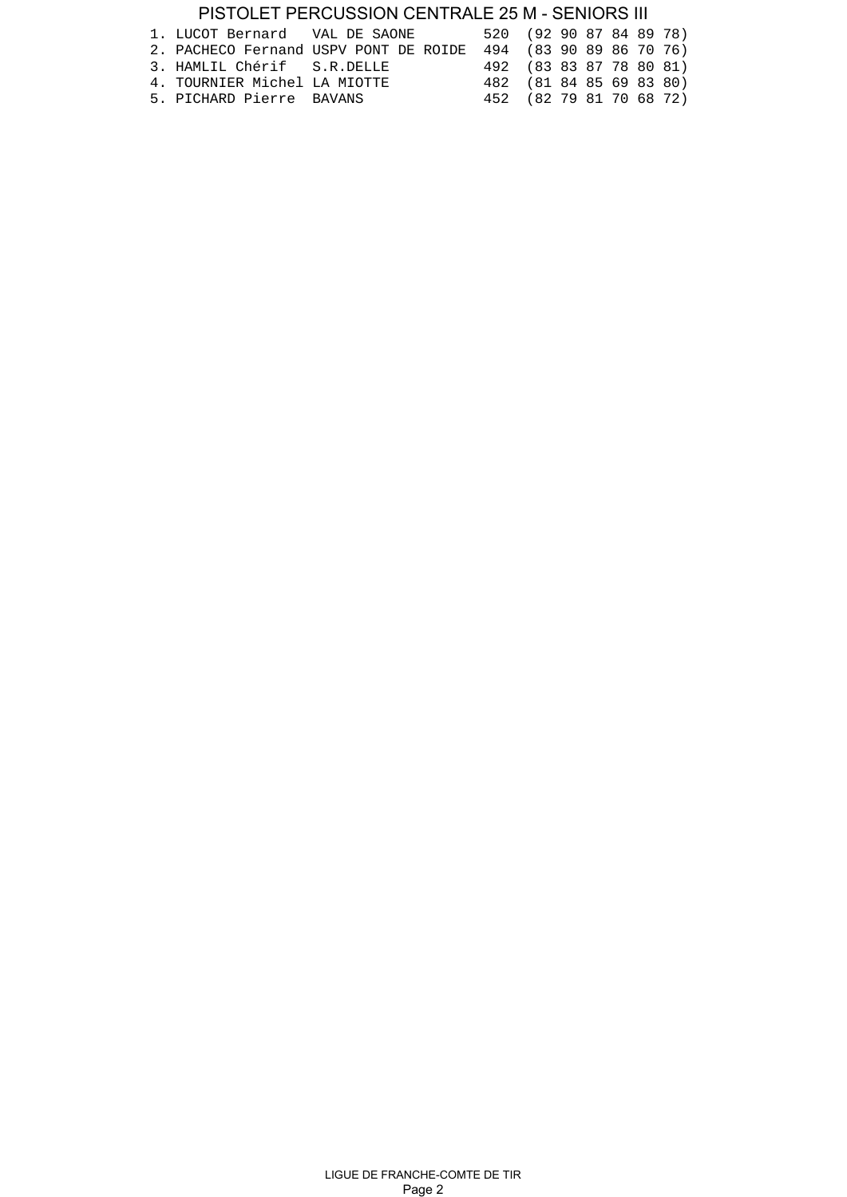## PISTOLET PERCUSSION CENTRALE 25 M - SENIORS III

```
1. LUCOT Bernard   VAL DE SAONE         520  (92 90 87 84 89 78)
2. PACHECO Fernand USPV PONT DE ROIDE  494  (83 90 89 86 70 76)
3. HAMLIL Chérif   S.R.DELLE            492  (83 83 87 78 80 81)
4. TOURNIER Michel LA MIOTTE            482  (81 84 85 69 83 80)
5. PICHARD Pierre  BAVANS               452  (82 79 81 70 68 72)
```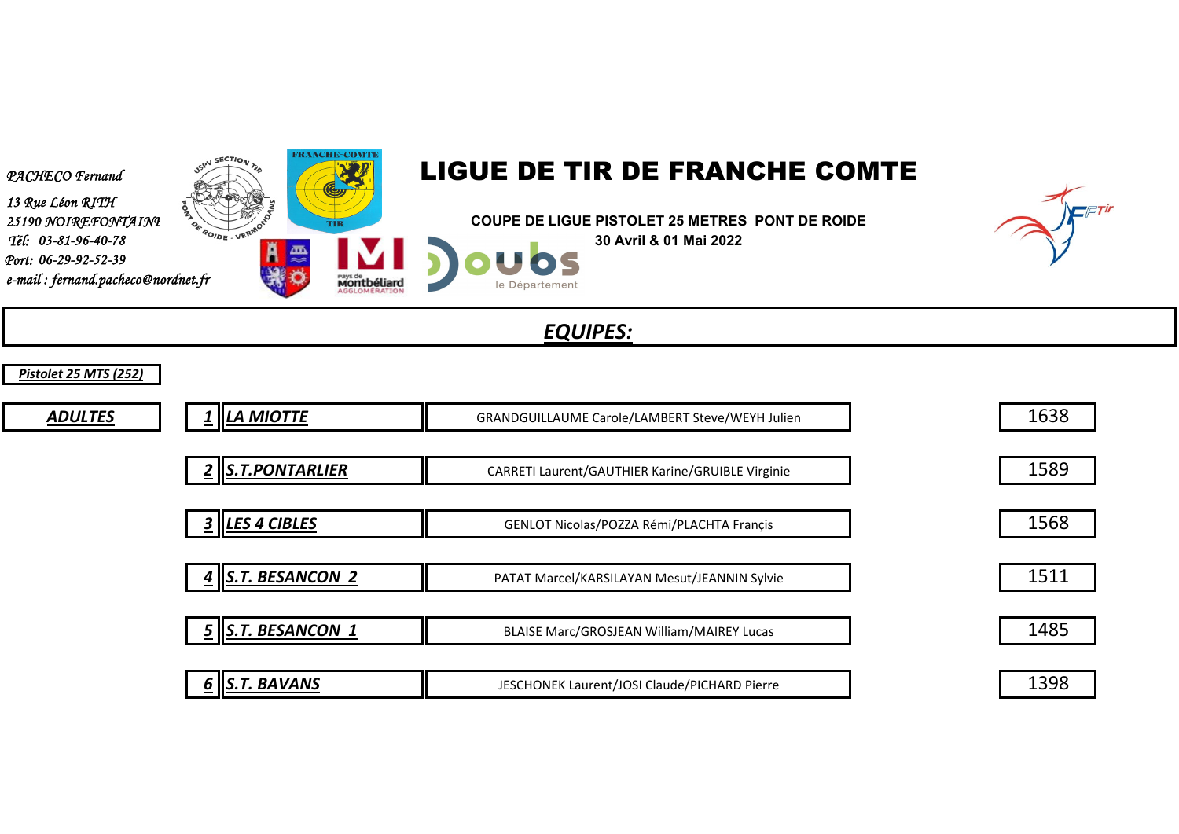PACHECO Fernand
13 Rue Léon RITH
25190 NOIREFONTAINE
Tél: 03-81-96-40-78
Port: 06-29-92-52-39
e-mail : fernand.pacheco@nordnet.fr

# LIGUE DE TIR DE FRANCHE COMTE

**COUPE DE LIGUE PISTOLET 25 METRES PONT DE ROIDE**

**30 Avril & 01 Mai 2022**

## *EQUIPES:*

***Pistolet 25 MTS (252)***

| | | | | |
|---|---|---|---|---|
| ***ADULTES*** | ***1*** | ***LA MIOTTE*** | GRANDGUILLAUME Carole/LAMBERT Steve/WEYH Julien | 1638 |
| | ***2*** | ***S.T.PONTARLIER*** | CARRETI Laurent/GAUTHIER Karine/GRUIBLE Virginie | 1589 |
| | ***3*** | ***LES 4 CIBLES*** | GENLOT Nicolas/POZZA Rémi/PLACHTA Françis | 1568 |
| | ***4*** | ***S.T. BESANCON 2*** | PATAT Marcel/KARSILAYAN Mesut/JEANNIN Sylvie | 1511 |
| | ***5*** | ***S.T. BESANCON 1*** | BLAISE Marc/GROSJEAN William/MAIREY Lucas | 1485 |
| | ***6*** | ***S.T. BAVANS*** | JESCHONEK Laurent/JOSI Claude/PICHARD Pierre | 1398 |